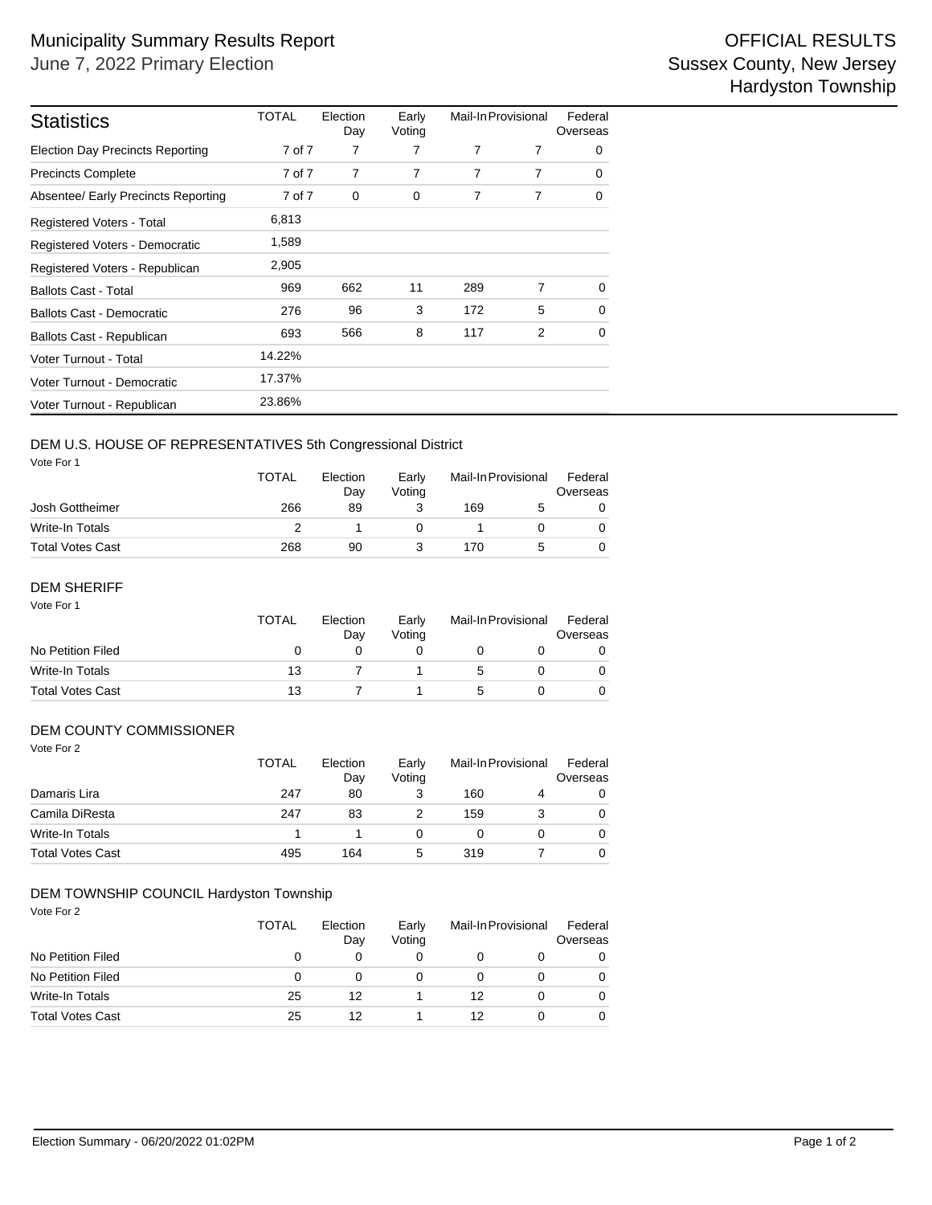# Municipality Summary Results Report

June 7, 2022 Primary Election

OFFICIAL RESULTS
Sussex County, New Jersey
Hardyston Township

| Statistics | TOTAL | Election Day | Early Voting | Mail-In | Provisional | Federal Overseas |
|---|---|---|---|---|---|---|
| Election Day Precincts Reporting | 7 of 7 | 7 | 7 | 7 | 7 | 0 |
| Precincts Complete | 7 of 7 | 7 | 7 | 7 | 7 | 0 |
| Absentee/ Early Precincts Reporting | 7 of 7 | 0 | 0 | 7 | 7 | 0 |
| Registered Voters - Total | 6,813 | | | | | |
| Registered Voters - Democratic | 1,589 | | | | | |
| Registered Voters - Republican | 2,905 | | | | | |
| Ballots Cast - Total | 969 | 662 | 11 | 289 | 7 | 0 |
| Ballots Cast - Democratic | 276 | 96 | 3 | 172 | 5 | 0 |
| Ballots Cast - Republican | 693 | 566 | 8 | 117 | 2 | 0 |
| Voter Turnout - Total | 14.22% | | | | | |
| Voter Turnout - Democratic | 17.37% | | | | | |
| Voter Turnout - Republican | 23.86% | | | | | |

## DEM U.S. HOUSE OF REPRESENTATIVES 5th Congressional District

Vote For 1

| | TOTAL | Election Day | Early Voting | Mail-In | Provisional | Federal Overseas |
|---|---|---|---|---|---|---|
| Josh Gottheimer | 266 | 89 | 3 | 169 | 5 | 0 |
| Write-In Totals | 2 | 1 | 0 | 1 | 0 | 0 |
| Total Votes Cast | 268 | 90 | 3 | 170 | 5 | 0 |

## DEM SHERIFF

Vote For 1

| | TOTAL | Election Day | Early Voting | Mail-In | Provisional | Federal Overseas |
|---|---|---|---|---|---|---|
| No Petition Filed | 0 | 0 | 0 | 0 | 0 | 0 |
| Write-In Totals | 13 | 7 | 1 | 5 | 0 | 0 |
| Total Votes Cast | 13 | 7 | 1 | 5 | 0 | 0 |

## DEM COUNTY COMMISSIONER

Vote For 2

| | TOTAL | Election Day | Early Voting | Mail-In | Provisional | Federal Overseas |
|---|---|---|---|---|---|---|
| Damaris Lira | 247 | 80 | 3 | 160 | 4 | 0 |
| Camila DiResta | 247 | 83 | 2 | 159 | 3 | 0 |
| Write-In Totals | 1 | 1 | 0 | 0 | 0 | 0 |
| Total Votes Cast | 495 | 164 | 5 | 319 | 7 | 0 |

## DEM TOWNSHIP COUNCIL Hardyston Township

Vote For 2

| | TOTAL | Election Day | Early Voting | Mail-In | Provisional | Federal Overseas |
|---|---|---|---|---|---|---|
| No Petition Filed | 0 | 0 | 0 | 0 | 0 | 0 |
| No Petition Filed | 0 | 0 | 0 | 0 | 0 | 0 |
| Write-In Totals | 25 | 12 | 1 | 12 | 0 | 0 |
| Total Votes Cast | 25 | 12 | 1 | 12 | 0 | 0 |

Election Summary - 06/20/2022 01:02PM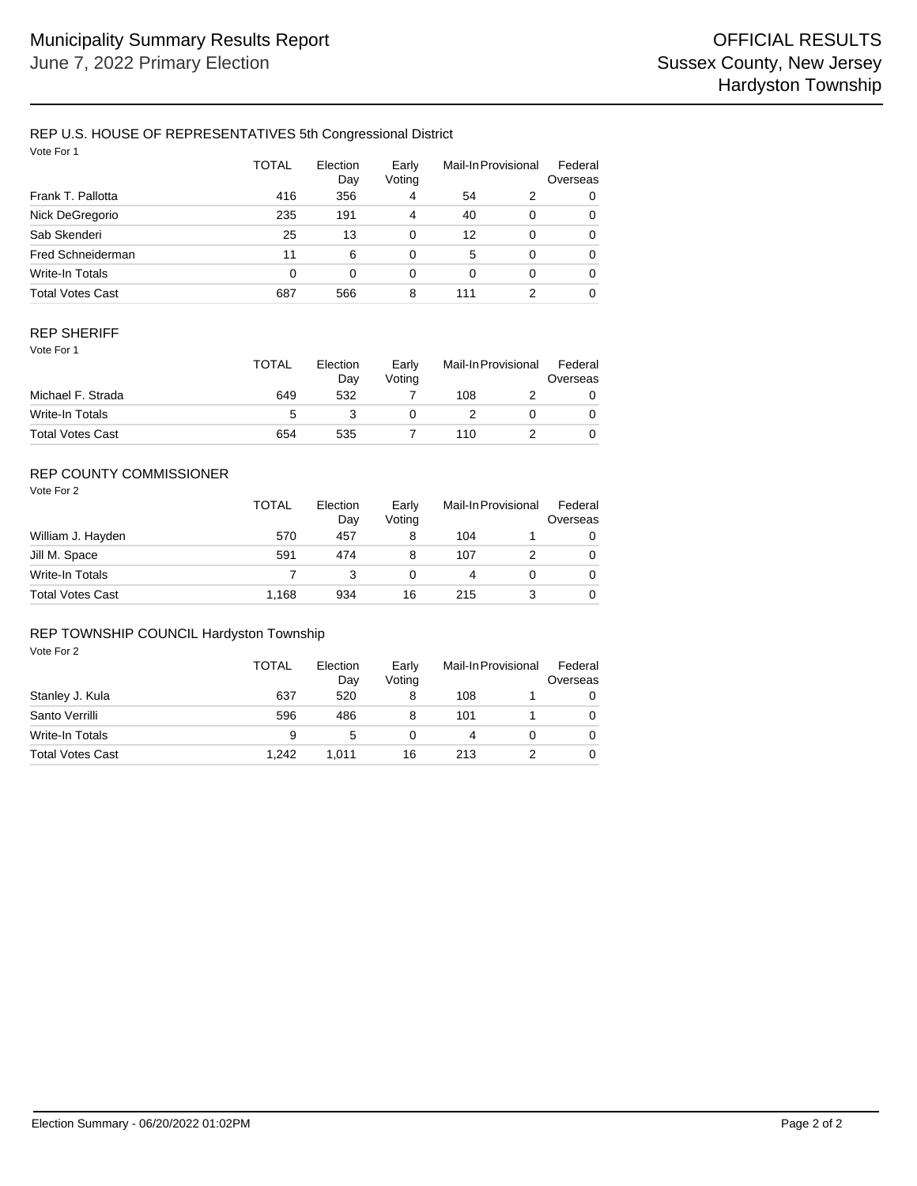# Municipality Summary Results Report

June 7, 2022 Primary Election

OFFICIAL RESULTS
Sussex County, New Jersey
Hardyston Township

## REP U.S. HOUSE OF REPRESENTATIVES 5th Congressional District

Vote For 1

| | TOTAL | Election Day | Early Voting | Mail-In | Provisional | Federal Overseas |
|---|---|---|---|---|---|---|
| Frank T. Pallotta | 416 | 356 | 4 | 54 | 2 | 0 |
| Nick DeGregorio | 235 | 191 | 4 | 40 | 0 | 0 |
| Sab Skenderi | 25 | 13 | 0 | 12 | 0 | 0 |
| Fred Schneiderman | 11 | 6 | 0 | 5 | 0 | 0 |
| Write-In Totals | 0 | 0 | 0 | 0 | 0 | 0 |
| Total Votes Cast | 687 | 566 | 8 | 111 | 2 | 0 |

## REP SHERIFF

Vote For 1

| | TOTAL | Election Day | Early Voting | Mail-In | Provisional | Federal Overseas |
|---|---|---|---|---|---|---|
| Michael F. Strada | 649 | 532 | 7 | 108 | 2 | 0 |
| Write-In Totals | 5 | 3 | 0 | 2 | 0 | 0 |
| Total Votes Cast | 654 | 535 | 7 | 110 | 2 | 0 |

## REP COUNTY COMMISSIONER

Vote For 2

| | TOTAL | Election Day | Early Voting | Mail-In | Provisional | Federal Overseas |
|---|---|---|---|---|---|---|
| William J. Hayden | 570 | 457 | 8 | 104 | 1 | 0 |
| Jill M. Space | 591 | 474 | 8 | 107 | 2 | 0 |
| Write-In Totals | 7 | 3 | 0 | 4 | 0 | 0 |
| Total Votes Cast | 1,168 | 934 | 16 | 215 | 3 | 0 |

## REP TOWNSHIP COUNCIL Hardyston Township

Vote For 2

| | TOTAL | Election Day | Early Voting | Mail-In | Provisional | Federal Overseas |
|---|---|---|---|---|---|---|
| Stanley J. Kula | 637 | 520 | 8 | 108 | 1 | 0 |
| Santo Verrilli | 596 | 486 | 8 | 101 | 1 | 0 |
| Write-In Totals | 9 | 5 | 0 | 4 | 0 | 0 |
| Total Votes Cast | 1,242 | 1,011 | 16 | 213 | 2 | 0 |

Election Summary - 06/20/2022 01:02PM